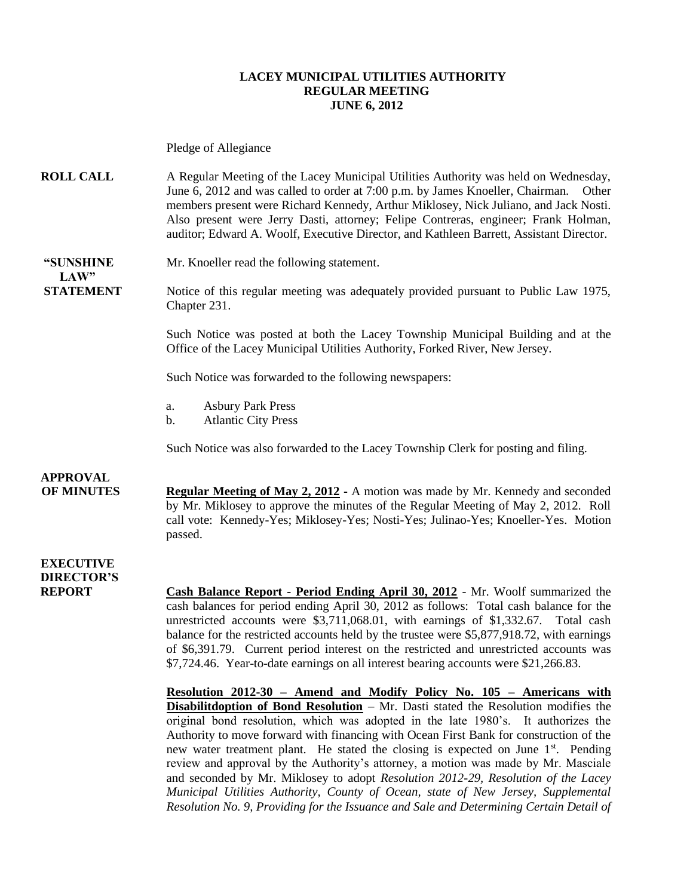**LACEY MUNICIPAL UTILITIES AUTHORITY**
**REGULAR MEETING**
**JUNE 6, 2012**

Pledge of Allegiance

**ROLL CALL** A Regular Meeting of the Lacey Municipal Utilities Authority was held on Wednesday, June 6, 2012 and was called to order at 7:00 p.m. by James Knoeller, Chairman. Other members present were Richard Kennedy, Arthur Miklosey, Nick Juliano, and Jack Nosti. Also present were Jerry Dasti, attorney; Felipe Contreras, engineer; Frank Holman, auditor; Edward A. Woolf, Executive Director, and Kathleen Barrett, Assistant Director.

**"SUNSHINE LAW" STATEMENT** Mr. Knoeller read the following statement.

Notice of this regular meeting was adequately provided pursuant to Public Law 1975, Chapter 231.

Such Notice was posted at both the Lacey Township Municipal Building and at the Office of the Lacey Municipal Utilities Authority, Forked River, New Jersey.

Such Notice was forwarded to the following newspapers:

a. Asbury Park Press
b. Atlantic City Press

Such Notice was also forwarded to the Lacey Township Clerk for posting and filing.

**APPROVAL OF MINUTES** **Regular Meeting of May 2, 2012** - A motion was made by Mr. Kennedy and seconded by Mr. Miklosey to approve the minutes of the Regular Meeting of May 2, 2012. Roll call vote: Kennedy-Yes; Miklosey-Yes; Nosti-Yes; Julinao-Yes; Knoeller-Yes. Motion passed.

**EXECUTIVE DIRECTOR'S REPORT** **Cash Balance Report - Period Ending April 30, 2012** - Mr. Woolf summarized the cash balances for period ending April 30, 2012 as follows: Total cash balance for the unrestricted accounts were $3,711,068.01, with earnings of $1,332.67. Total cash balance for the restricted accounts held by the trustee were $5,877,918.72, with earnings of $6,391.79. Current period interest on the restricted and unrestricted accounts was $7,724.46. Year-to-date earnings on all interest bearing accounts were $21,266.83.

**Resolution 2012-30 – Amend and Modify Policy No. 105 – Americans with Disabilitdoption of Bond Resolution** – Mr. Dasti stated the Resolution modifies the original bond resolution, which was adopted in the late 1980's. It authorizes the Authority to move forward with financing with Ocean First Bank for construction of the new water treatment plant. He stated the closing is expected on June 1st. Pending review and approval by the Authority's attorney, a motion was made by Mr. Masciale and seconded by Mr. Miklosey to adopt *Resolution 2012-29, Resolution of the Lacey Municipal Utilities Authority, County of Ocean, state of New Jersey, Supplemental Resolution No. 9, Providing for the Issuance and Sale and Determining Certain Detail of*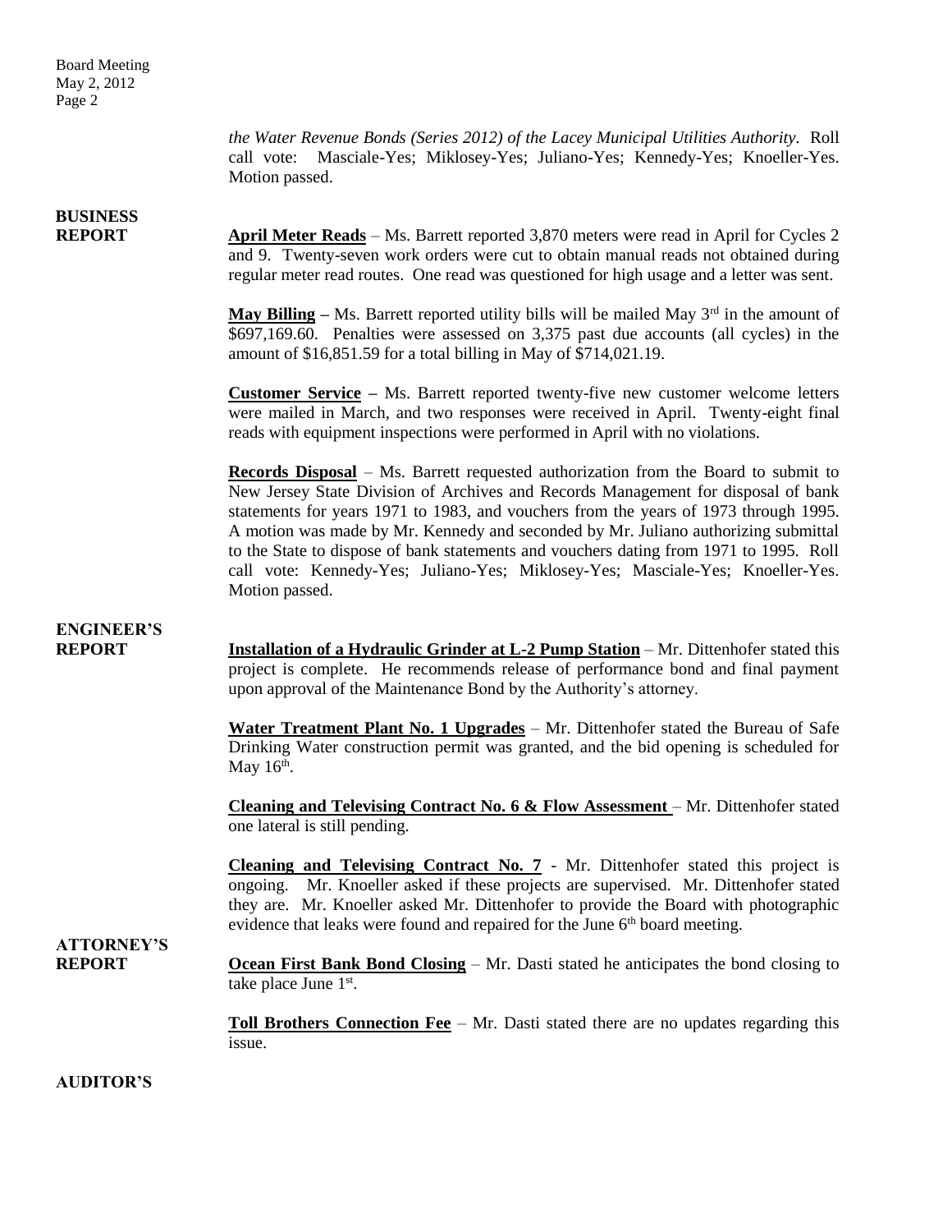*the Water Revenue Bonds (Series 2012) of the Lacey Municipal Utilities Authority.* Roll call vote: Masciale-Yes; Miklosey-Yes; Juliano-Yes; Kennedy-Yes; Knoeller-Yes. Motion passed.

**BUSINESS REPORT**

**April Meter Reads** – Ms. Barrett reported 3,870 meters were read in April for Cycles 2 and 9. Twenty-seven work orders were cut to obtain manual reads not obtained during regular meter read routes. One read was questioned for high usage and a letter was sent.

**May Billing** – Ms. Barrett reported utility bills will be mailed May 3rd in the amount of $697,169.60. Penalties were assessed on 3,375 past due accounts (all cycles) in the amount of $16,851.59 for a total billing in May of $714,021.19.

**Customer Service** – Ms. Barrett reported twenty-five new customer welcome letters were mailed in March, and two responses were received in April. Twenty-eight final reads with equipment inspections were performed in April with no violations.

**Records Disposal** – Ms. Barrett requested authorization from the Board to submit to New Jersey State Division of Archives and Records Management for disposal of bank statements for years 1971 to 1983, and vouchers from the years of 1973 through 1995. A motion was made by Mr. Kennedy and seconded by Mr. Juliano authorizing submittal to the State to dispose of bank statements and vouchers dating from 1971 to 1995. Roll call vote: Kennedy-Yes; Juliano-Yes; Miklosey-Yes; Masciale-Yes; Knoeller-Yes. Motion passed.

**ENGINEER'S REPORT**

**Installation of a Hydraulic Grinder at L-2 Pump Station** – Mr. Dittenhofer stated this project is complete. He recommends release of performance bond and final payment upon approval of the Maintenance Bond by the Authority's attorney.

**Water Treatment Plant No. 1 Upgrades** – Mr. Dittenhofer stated the Bureau of Safe Drinking Water construction permit was granted, and the bid opening is scheduled for May 16th.

**Cleaning and Televising Contract No. 6 & Flow Assessment** – Mr. Dittenhofer stated one lateral is still pending.

**Cleaning and Televising Contract No. 7** - Mr. Dittenhofer stated this project is ongoing. Mr. Knoeller asked if these projects are supervised. Mr. Dittenhofer stated they are. Mr. Knoeller asked Mr. Dittenhofer to provide the Board with photographic evidence that leaks were found and repaired for the June 6th board meeting.

**ATTORNEY'S REPORT**

**Ocean First Bank Bond Closing** – Mr. Dasti stated he anticipates the bond closing to take place June 1st.

**Toll Brothers Connection Fee** – Mr. Dasti stated there are no updates regarding this issue.

**AUDITOR'S**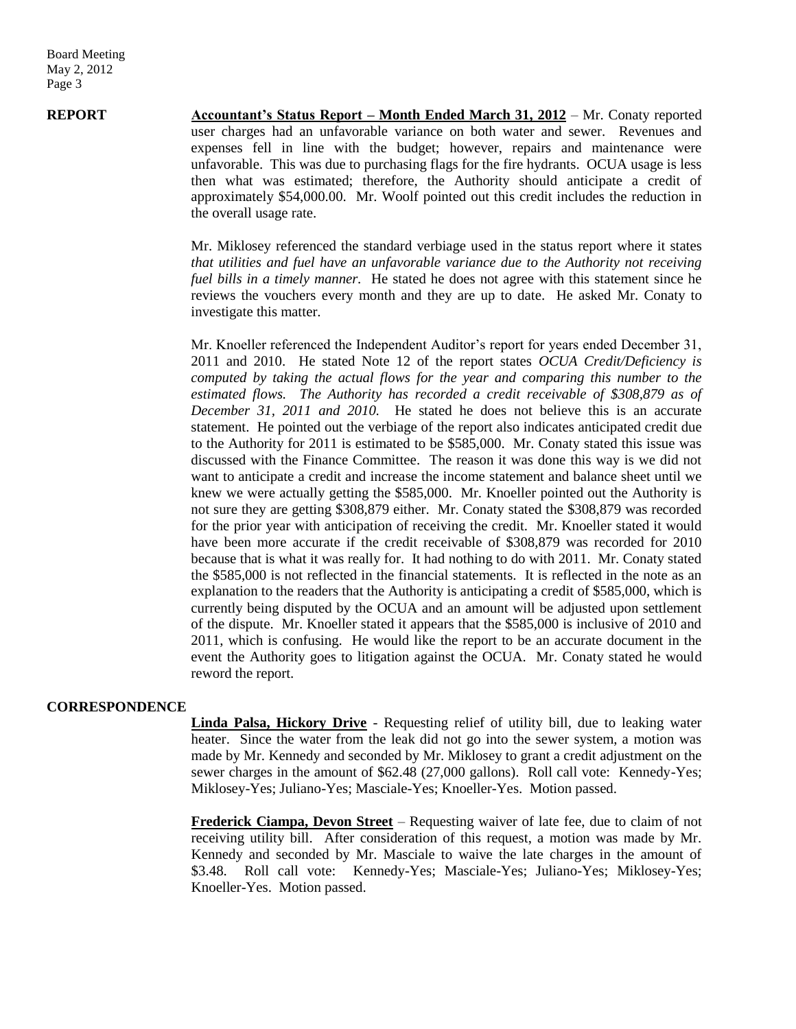**REPORT**

**Accountant's Status Report – Month Ended March 31, 2012** – Mr. Conaty reported user charges had an unfavorable variance on both water and sewer. Revenues and expenses fell in line with the budget; however, repairs and maintenance were unfavorable. This was due to purchasing flags for the fire hydrants. OCUA usage is less then what was estimated; therefore, the Authority should anticipate a credit of approximately $54,000.00. Mr. Woolf pointed out this credit includes the reduction in the overall usage rate.

Mr. Miklosey referenced the standard verbiage used in the status report where it states *that utilities and fuel have an unfavorable variance due to the Authority not receiving fuel bills in a timely manner.* He stated he does not agree with this statement since he reviews the vouchers every month and they are up to date. He asked Mr. Conaty to investigate this matter.

Mr. Knoeller referenced the Independent Auditor's report for years ended December 31, 2011 and 2010. He stated Note 12 of the report states *OCUA Credit/Deficiency is computed by taking the actual flows for the year and comparing this number to the estimated flows. The Authority has recorded a credit receivable of $308,879 as of December 31, 2011 and 2010.* He stated he does not believe this is an accurate statement. He pointed out the verbiage of the report also indicates anticipated credit due to the Authority for 2011 is estimated to be $585,000. Mr. Conaty stated this issue was discussed with the Finance Committee. The reason it was done this way is we did not want to anticipate a credit and increase the income statement and balance sheet until we knew we were actually getting the $585,000. Mr. Knoeller pointed out the Authority is not sure they are getting $308,879 either. Mr. Conaty stated the $308,879 was recorded for the prior year with anticipation of receiving the credit. Mr. Knoeller stated it would have been more accurate if the credit receivable of $308,879 was recorded for 2010 because that is what it was really for. It had nothing to do with 2011. Mr. Conaty stated the $585,000 is not reflected in the financial statements. It is reflected in the note as an explanation to the readers that the Authority is anticipating a credit of $585,000, which is currently being disputed by the OCUA and an amount will be adjusted upon settlement of the dispute. Mr. Knoeller stated it appears that the $585,000 is inclusive of 2010 and 2011, which is confusing. He would like the report to be an accurate document in the event the Authority goes to litigation against the OCUA. Mr. Conaty stated he would reword the report.

**CORRESPONDENCE**

**Linda Palsa, Hickory Drive** - Requesting relief of utility bill, due to leaking water heater. Since the water from the leak did not go into the sewer system, a motion was made by Mr. Kennedy and seconded by Mr. Miklosey to grant a credit adjustment on the sewer charges in the amount of $62.48 (27,000 gallons). Roll call vote: Kennedy-Yes; Miklosey-Yes; Juliano-Yes; Masciale-Yes; Knoeller-Yes. Motion passed.

**Frederick Ciampa, Devon Street** – Requesting waiver of late fee, due to claim of not receiving utility bill. After consideration of this request, a motion was made by Mr. Kennedy and seconded by Mr. Masciale to waive the late charges in the amount of $3.48. Roll call vote: Kennedy-Yes; Masciale-Yes; Juliano-Yes; Miklosey-Yes; Knoeller-Yes. Motion passed.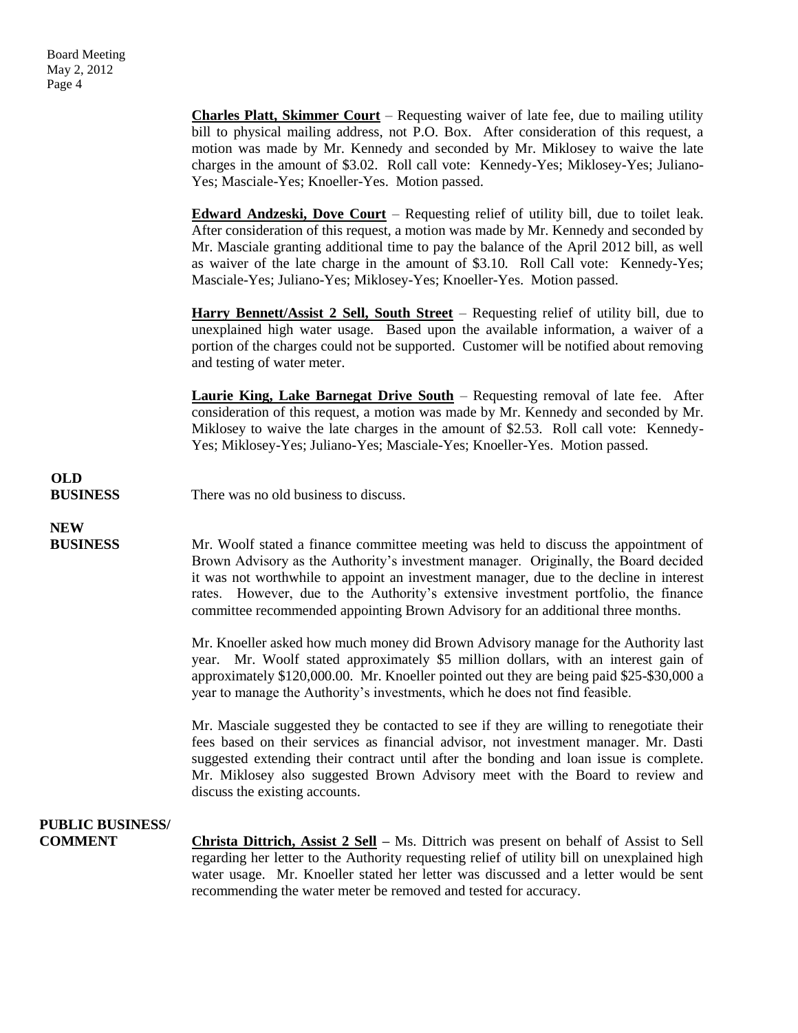**Charles Platt, Skimmer Court** – Requesting waiver of late fee, due to mailing utility bill to physical mailing address, not P.O. Box. After consideration of this request, a motion was made by Mr. Kennedy and seconded by Mr. Miklosey to waive the late charges in the amount of $3.02. Roll call vote: Kennedy-Yes; Miklosey-Yes; Juliano-Yes; Masciale-Yes; Knoeller-Yes. Motion passed.

**Edward Andzeski, Dove Court** – Requesting relief of utility bill, due to toilet leak. After consideration of this request, a motion was made by Mr. Kennedy and seconded by Mr. Masciale granting additional time to pay the balance of the April 2012 bill, as well as waiver of the late charge in the amount of $3.10. Roll Call vote: Kennedy-Yes; Masciale-Yes; Juliano-Yes; Miklosey-Yes; Knoeller-Yes. Motion passed.

**Harry Bennett/Assist 2 Sell, South Street** – Requesting relief of utility bill, due to unexplained high water usage. Based upon the available information, a waiver of a portion of the charges could not be supported. Customer will be notified about removing and testing of water meter.

**Laurie King, Lake Barnegat Drive South** – Requesting removal of late fee. After consideration of this request, a motion was made by Mr. Kennedy and seconded by Mr. Miklosey to waive the late charges in the amount of $2.53. Roll call vote: Kennedy-Yes; Miklosey-Yes; Juliano-Yes; Masciale-Yes; Knoeller-Yes. Motion passed.

**OLD BUSINESS**

There was no old business to discuss.

**NEW BUSINESS**

Mr. Woolf stated a finance committee meeting was held to discuss the appointment of Brown Advisory as the Authority's investment manager. Originally, the Board decided it was not worthwhile to appoint an investment manager, due to the decline in interest rates. However, due to the Authority's extensive investment portfolio, the finance committee recommended appointing Brown Advisory for an additional three months.

Mr. Knoeller asked how much money did Brown Advisory manage for the Authority last year. Mr. Woolf stated approximately $5 million dollars, with an interest gain of approximately $120,000.00. Mr. Knoeller pointed out they are being paid $25-$30,000 a year to manage the Authority's investments, which he does not find feasible.

Mr. Masciale suggested they be contacted to see if they are willing to renegotiate their fees based on their services as financial advisor, not investment manager. Mr. Dasti suggested extending their contract until after the bonding and loan issue is complete. Mr. Miklosey also suggested Brown Advisory meet with the Board to review and discuss the existing accounts.

**PUBLIC BUSINESS/ COMMENT**

**Christa Dittrich, Assist 2 Sell** – Ms. Dittrich was present on behalf of Assist to Sell regarding her letter to the Authority requesting relief of utility bill on unexplained high water usage. Mr. Knoeller stated her letter was discussed and a letter would be sent recommending the water meter be removed and tested for accuracy.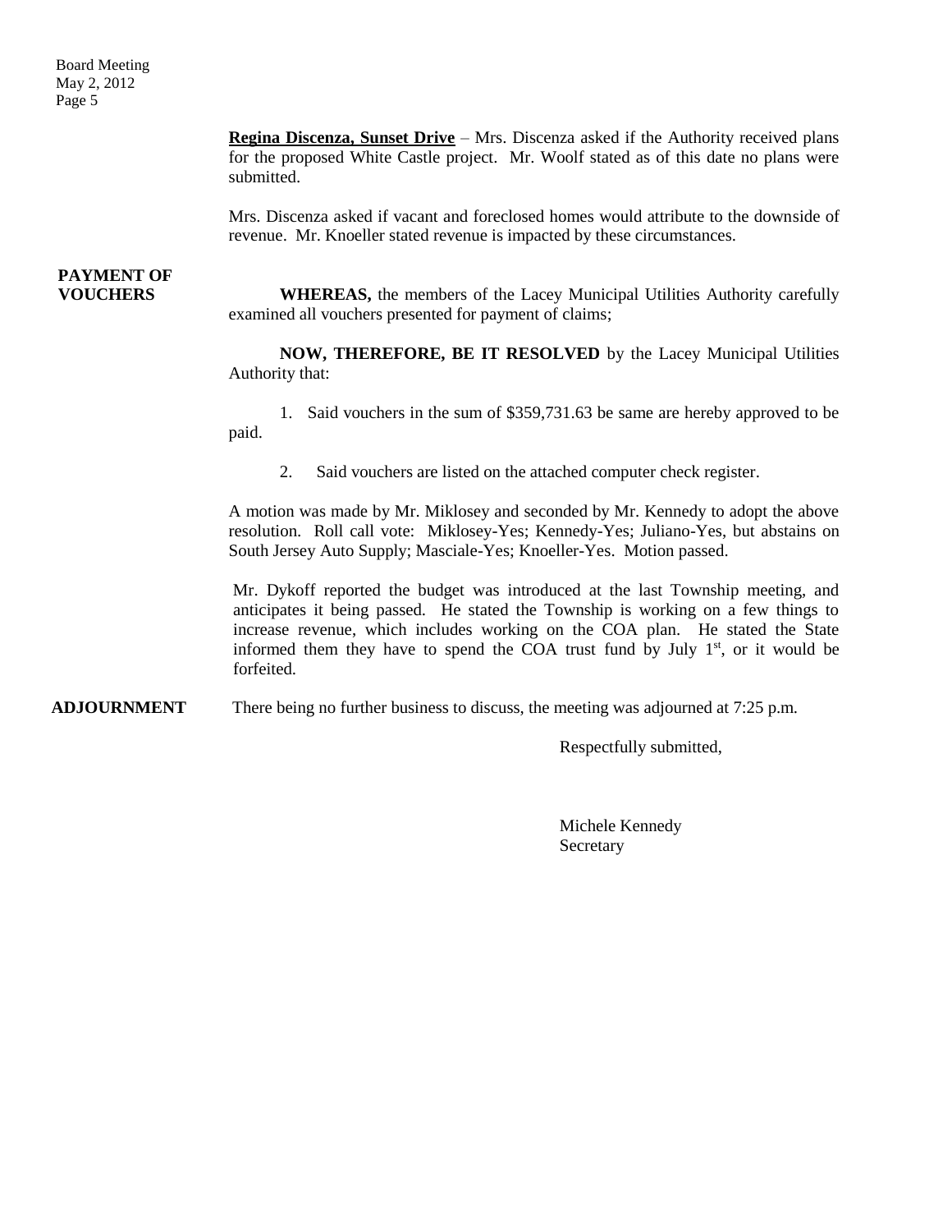**Regina Discenza, Sunset Drive** – Mrs. Discenza asked if the Authority received plans for the proposed White Castle project. Mr. Woolf stated as of this date no plans were submitted.

Mrs. Discenza asked if vacant and foreclosed homes would attribute to the downside of revenue. Mr. Knoeller stated revenue is impacted by these circumstances.

**PAYMENT OF VOUCHERS**

**WHEREAS,** the members of the Lacey Municipal Utilities Authority carefully examined all vouchers presented for payment of claims;

**NOW, THEREFORE, BE IT RESOLVED** by the Lacey Municipal Utilities Authority that:

1. Said vouchers in the sum of $359,731.63 be same are hereby approved to be paid.

2. Said vouchers are listed on the attached computer check register.

A motion was made by Mr. Miklosey and seconded by Mr. Kennedy to adopt the above resolution. Roll call vote: Miklosey-Yes; Kennedy-Yes; Juliano-Yes, but abstains on South Jersey Auto Supply; Masciale-Yes; Knoeller-Yes. Motion passed.

Mr. Dykoff reported the budget was introduced at the last Township meeting, and anticipates it being passed. He stated the Township is working on a few things to increase revenue, which includes working on the COA plan. He stated the State informed them they have to spend the COA trust fund by July 1st, or it would be forfeited.

**ADJOURNMENT** There being no further business to discuss, the meeting was adjourned at 7:25 p.m.

Respectfully submitted,

Michele Kennedy
Secretary